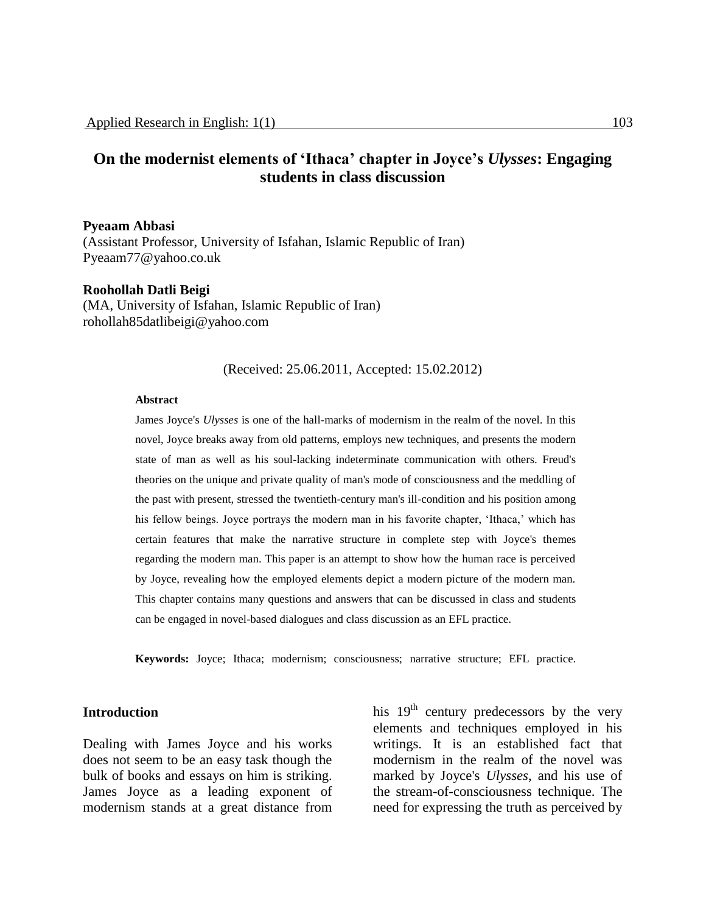# On the modernist elements of 'Ithaca' chapter in Joyce's *Ulysses*: Engaging students in class discussion

**Pyeaam Abbasi**
(Assistant Professor, University of Isfahan, Islamic Republic of Iran)
Pyeaam77@yahoo.co.uk

**Roohollah Datli Beigi**
(MA, University of Isfahan, Islamic Republic of Iran)
rohollah85datlibeigi@yahoo.com

(Received: 25.06.2011, Accepted: 15.02.2012)

**Abstract**

James Joyce's *Ulysses* is one of the hall-marks of modernism in the realm of the novel. In this novel, Joyce breaks away from old patterns, employs new techniques, and presents the modern state of man as well as his soul-lacking indeterminate communication with others. Freud's theories on the unique and private quality of man's mode of consciousness and the meddling of the past with present, stressed the twentieth-century man's ill-condition and his position among his fellow beings. Joyce portrays the modern man in his favorite chapter, 'Ithaca,' which has certain features that make the narrative structure in complete step with Joyce's themes regarding the modern man. This paper is an attempt to show how the human race is perceived by Joyce, revealing how the employed elements depict a modern picture of the modern man. This chapter contains many questions and answers that can be discussed in class and students can be engaged in novel-based dialogues and class discussion as an EFL practice.

**Keywords:** Joyce; Ithaca; modernism; consciousness; narrative structure; EFL practice.

## Introduction

Dealing with James Joyce and his works does not seem to be an easy task though the bulk of books and essays on him is striking. James Joyce as a leading exponent of modernism stands at a great distance from his 19th century predecessors by the very elements and techniques employed in his writings. It is an established fact that modernism in the realm of the novel was marked by Joyce's *Ulysses*, and his use of the stream-of-consciousness technique. The need for expressing the truth as perceived by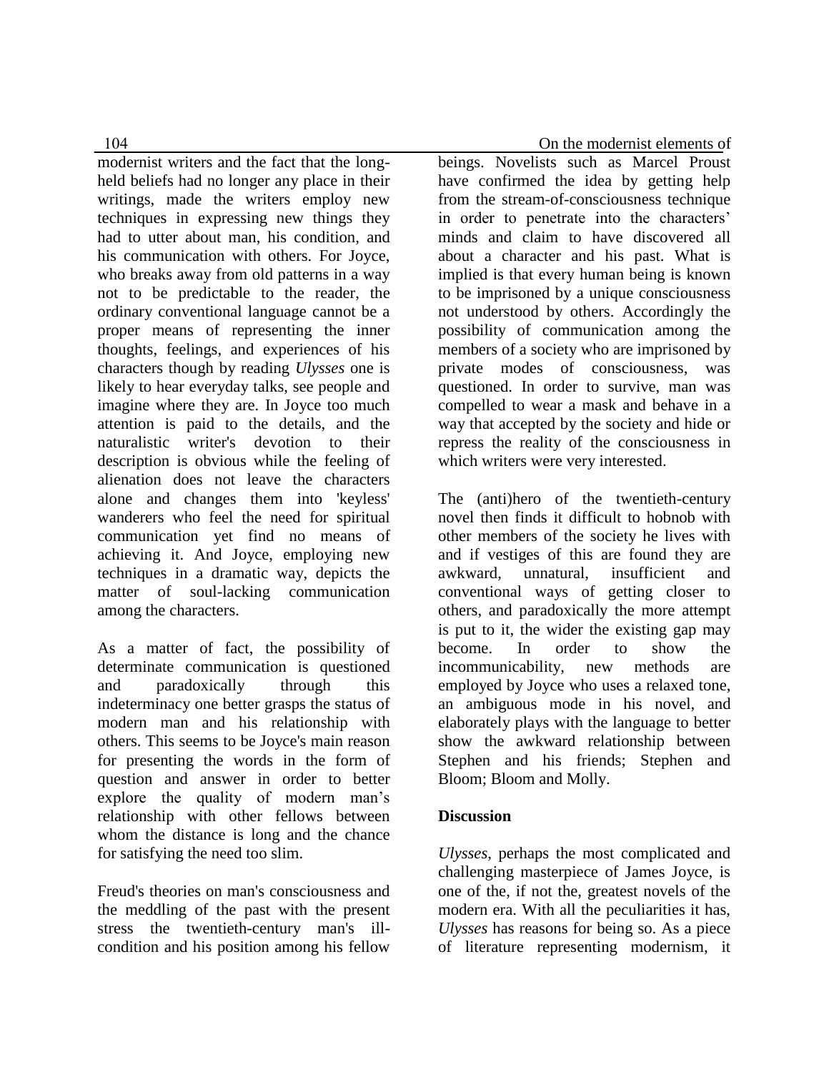modernist writers and the fact that the long-held beliefs had no longer any place in their writings, made the writers employ new techniques in expressing new things they had to utter about man, his condition, and his communication with others. For Joyce, who breaks away from old patterns in a way not to be predictable to the reader, the ordinary conventional language cannot be a proper means of representing the inner thoughts, feelings, and experiences of his characters though by reading *Ulysses* one is likely to hear everyday talks, see people and imagine where they are. In Joyce too much attention is paid to the details, and the naturalistic writer's devotion to their description is obvious while the feeling of alienation does not leave the characters alone and changes them into 'keyless' wanderers who feel the need for spiritual communication yet find no means of achieving it. And Joyce, employing new techniques in a dramatic way, depicts the matter of soul-lacking communication among the characters.

As a matter of fact, the possibility of determinate communication is questioned and paradoxically through this indeterminacy one better grasps the status of modern man and his relationship with others. This seems to be Joyce's main reason for presenting the words in the form of question and answer in order to better explore the quality of modern man's relationship with other fellows between whom the distance is long and the chance for satisfying the need too slim.

Freud's theories on man's consciousness and the meddling of the past with the present stress the twentieth-century man's ill-condition and his position among his fellow beings. Novelists such as Marcel Proust have confirmed the idea by getting help from the stream-of-consciousness technique in order to penetrate into the characters' minds and claim to have discovered all about a character and his past. What is implied is that every human being is known to be imprisoned by a unique consciousness not understood by others. Accordingly the possibility of communication among the members of a society who are imprisoned by private modes of consciousness, was questioned. In order to survive, man was compelled to wear a mask and behave in a way that accepted by the society and hide or repress the reality of the consciousness in which writers were very interested.

The (anti)hero of the twentieth-century novel then finds it difficult to hobnob with other members of the society he lives with and if vestiges of this are found they are awkward, unnatural, insufficient and conventional ways of getting closer to others, and paradoxically the more attempt is put to it, the wider the existing gap may become. In order to show the incommunicability, new methods are employed by Joyce who uses a relaxed tone, an ambiguous mode in his novel, and elaborately plays with the language to better show the awkward relationship between Stephen and his friends; Stephen and Bloom; Bloom and Molly.

## Discussion

*Ulysses*, perhaps the most complicated and challenging masterpiece of James Joyce, is one of the, if not the, greatest novels of the modern era. With all the peculiarities it has, *Ulysses* has reasons for being so. As a piece of literature representing modernism, it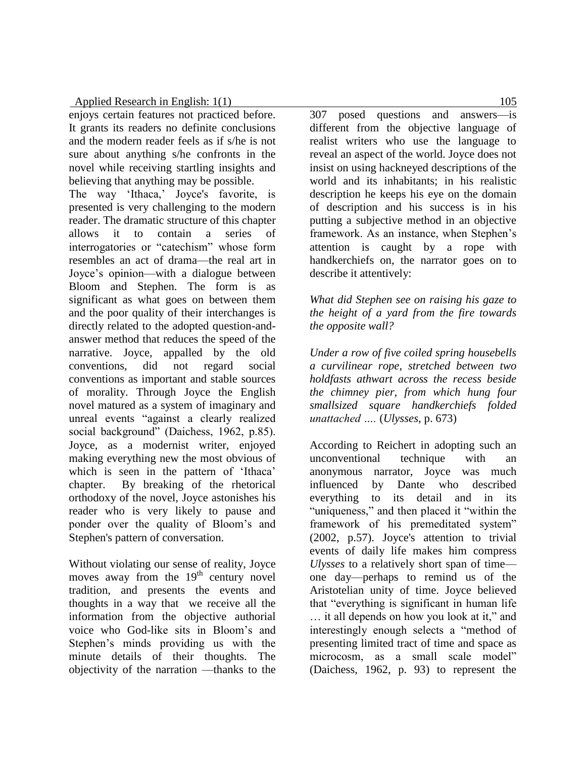enjoys certain features not practiced before. It grants its readers no definite conclusions and the modern reader feels as if s/he is not sure about anything s/he confronts in the novel while receiving startling insights and believing that anything may be possible.

The way 'Ithaca,' Joyce's favorite, is presented is very challenging to the modern reader. The dramatic structure of this chapter allows it to contain a series of interrogatories or "catechism" whose form resembles an act of drama—the real art in Joyce's opinion—with a dialogue between Bloom and Stephen. The form is as significant as what goes on between them and the poor quality of their interchanges is directly related to the adopted question-and-answer method that reduces the speed of the narrative. Joyce, appalled by the old conventions, did not regard social conventions as important and stable sources of morality. Through Joyce the English novel matured as a system of imaginary and unreal events "against a clearly realized social background" (Daichess, 1962, p.85). Joyce, as a modernist writer, enjoyed making everything new the most obvious of which is seen in the pattern of 'Ithaca' chapter. By breaking of the rhetorical orthodoxy of the novel, Joyce astonishes his reader who is very likely to pause and ponder over the quality of Bloom's and Stephen's pattern of conversation.

Without violating our sense of reality, Joyce moves away from the 19th century novel tradition, and presents the events and thoughts in a way that we receive all the information from the objective authorial voice who God-like sits in Bloom's and Stephen's minds providing us with the minute details of their thoughts. The objectivity of the narration —thanks to the 307 posed questions and answers—is different from the objective language of realist writers who use the language to reveal an aspect of the world. Joyce does not insist on using hackneyed descriptions of the world and its inhabitants; in his realistic description he keeps his eye on the domain of description and his success is in his putting a subjective method in an objective framework. As an instance, when Stephen's attention is caught by a rope with handkerchiefs on, the narrator goes on to describe it attentively:

*What did Stephen see on raising his gaze to the height of a yard from the fire towards the opposite wall?*

*Under a row of five coiled spring housebells a curvilinear rope, stretched between two holdfasts athwart across the recess beside the chimney pier, from which hung four smallsized square handkerchiefs folded unattached ….* (*Ulysses*, p. 673)

According to Reichert in adopting such an unconventional technique with an anonymous narrator, Joyce was much influenced by Dante who described everything to its detail and in its "uniqueness," and then placed it "within the framework of his premeditated system" (2002, p.57). Joyce's attention to trivial events of daily life makes him compress *Ulysses* to a relatively short span of time—one day—perhaps to remind us of the Aristotelian unity of time. Joyce believed that "everything is significant in human life … it all depends on how you look at it," and interestingly enough selects a "method of presenting limited tract of time and space as microcosm, as a small scale model" (Daichess, 1962, p. 93) to represent the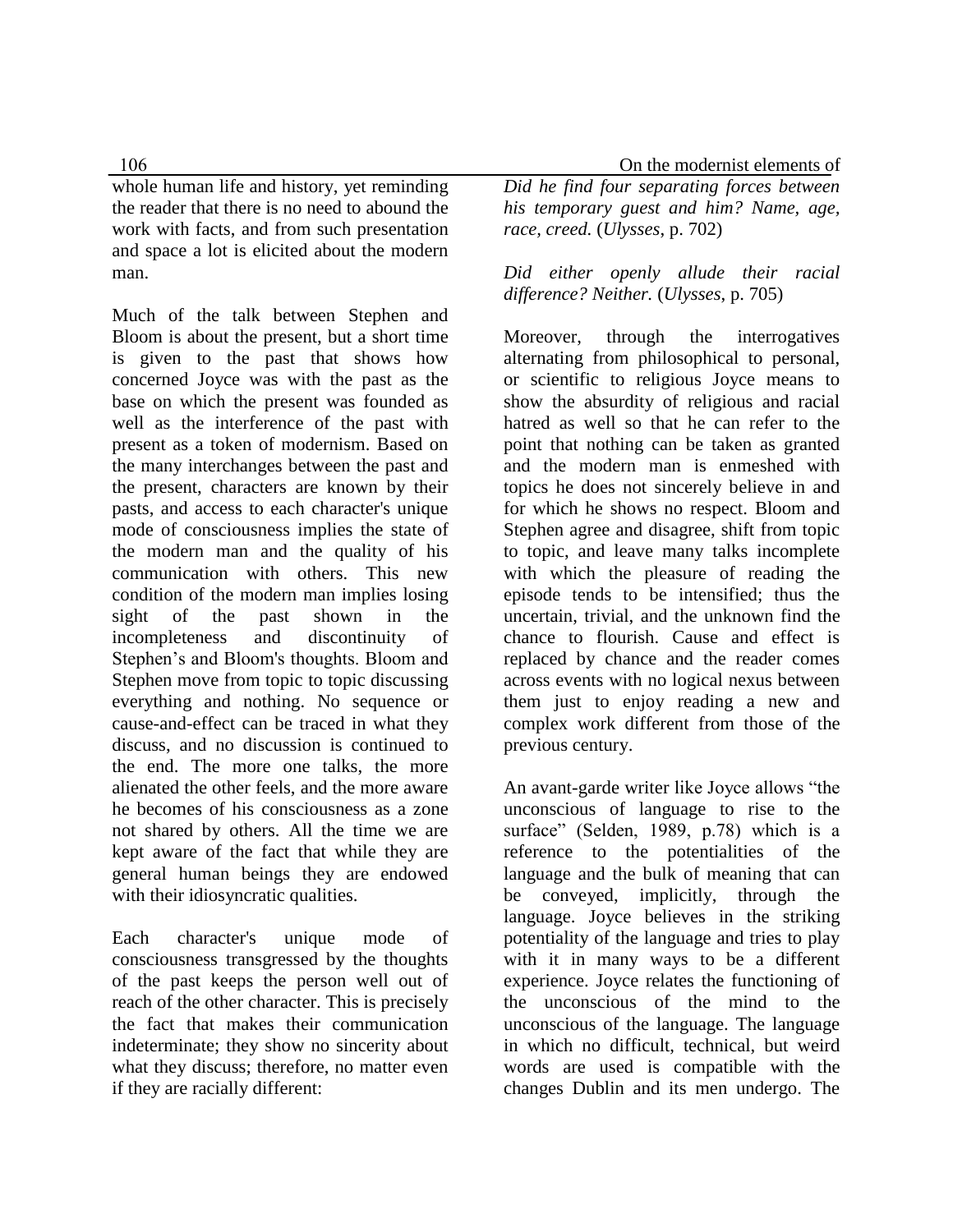whole human life and history, yet reminding the reader that there is no need to abound the work with facts, and from such presentation and space a lot is elicited about the modern man.

Much of the talk between Stephen and Bloom is about the present, but a short time is given to the past that shows how concerned Joyce was with the past as the base on which the present was founded as well as the interference of the past with present as a token of modernism. Based on the many interchanges between the past and the present, characters are known by their pasts, and access to each character's unique mode of consciousness implies the state of the modern man and the quality of his communication with others. This new condition of the modern man implies losing sight of the past shown in the incompleteness and discontinuity of Stephen's and Bloom's thoughts. Bloom and Stephen move from topic to topic discussing everything and nothing. No sequence or cause-and-effect can be traced in what they discuss, and no discussion is continued to the end. The more one talks, the more alienated the other feels, and the more aware he becomes of his consciousness as a zone not shared by others. All the time we are kept aware of the fact that while they are general human beings they are endowed with their idiosyncratic qualities.

Each character's unique mode of consciousness transgressed by the thoughts of the past keeps the person well out of reach of the other character. This is precisely the fact that makes their communication indeterminate; they show no sincerity about what they discuss; therefore, no matter even if they are racially different:

*Did he find four separating forces between his temporary guest and him? Name, age, race, creed.* (*Ulysses*, p. 702)

*Did either openly allude their racial difference? Neither.* (*Ulysses*, p. 705)

Moreover, through the interrogatives alternating from philosophical to personal, or scientific to religious Joyce means to show the absurdity of religious and racial hatred as well so that he can refer to the point that nothing can be taken as granted and the modern man is enmeshed with topics he does not sincerely believe in and for which he shows no respect. Bloom and Stephen agree and disagree, shift from topic to topic, and leave many talks incomplete with which the pleasure of reading the episode tends to be intensified; thus the uncertain, trivial, and the unknown find the chance to flourish. Cause and effect is replaced by chance and the reader comes across events with no logical nexus between them just to enjoy reading a new and complex work different from those of the previous century.

An avant-garde writer like Joyce allows "the unconscious of language to rise to the surface" (Selden, 1989, p.78) which is a reference to the potentialities of the language and the bulk of meaning that can be conveyed, implicitly, through the language. Joyce believes in the striking potentiality of the language and tries to play with it in many ways to be a different experience. Joyce relates the functioning of the unconscious of the mind to the unconscious of the language. The language in which no difficult, technical, but weird words are used is compatible with the changes Dublin and its men undergo. The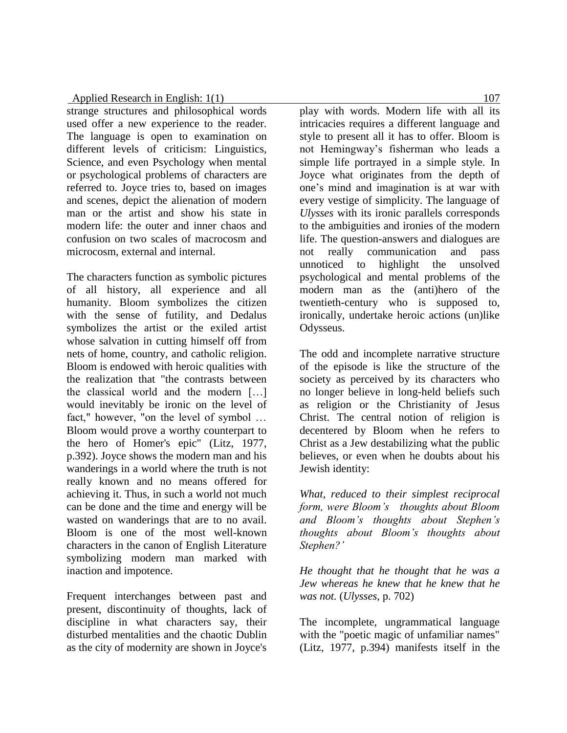strange structures and philosophical words used offer a new experience to the reader. The language is open to examination on different levels of criticism: Linguistics, Science, and even Psychology when mental or psychological problems of characters are referred to. Joyce tries to, based on images and scenes, depict the alienation of modern man or the artist and show his state in modern life: the outer and inner chaos and confusion on two scales of macrocosm and microcosm, external and internal.

The characters function as symbolic pictures of all history, all experience and all humanity. Bloom symbolizes the citizen with the sense of futility, and Dedalus symbolizes the artist or the exiled artist whose salvation in cutting himself off from nets of home, country, and catholic religion. Bloom is endowed with heroic qualities with the realization that "the contrasts between the classical world and the modern […] would inevitably be ironic on the level of fact," however, "on the level of symbol … Bloom would prove a worthy counterpart to the hero of Homer's epic" (Litz, 1977, p.392). Joyce shows the modern man and his wanderings in a world where the truth is not really known and no means offered for achieving it. Thus, in such a world not much can be done and the time and energy will be wasted on wanderings that are to no avail. Bloom is one of the most well-known characters in the canon of English Literature symbolizing modern man marked with inaction and impotence.

Frequent interchanges between past and present, discontinuity of thoughts, lack of discipline in what characters say, their disturbed mentalities and the chaotic Dublin as the city of modernity are shown in Joyce's play with words. Modern life with all its intricacies requires a different language and style to present all it has to offer. Bloom is not Hemingway's fisherman who leads a simple life portrayed in a simple style. In Joyce what originates from the depth of one's mind and imagination is at war with every vestige of simplicity. The language of *Ulysses* with its ironic parallels corresponds to the ambiguities and ironies of the modern life. The question-answers and dialogues are not really communication and pass unnoticed to highlight the unsolved psychological and mental problems of the modern man as the (anti)hero of the twentieth-century who is supposed to, ironically, undertake heroic actions (un)like Odysseus.

The odd and incomplete narrative structure of the episode is like the structure of the society as perceived by its characters who no longer believe in long-held beliefs such as religion or the Christianity of Jesus Christ. The central notion of religion is decentered by Bloom when he refers to Christ as a Jew destabilizing what the public believes, or even when he doubts about his Jewish identity:

*What, reduced to their simplest reciprocal form, were Bloom's thoughts about Bloom and Bloom's thoughts about Stephen's thoughts about Bloom's thoughts about Stephen?'*

*He thought that he thought that he was a Jew whereas he knew that he knew that he was not.* (*Ulysses*, p. 702)

The incomplete, ungrammatical language with the "poetic magic of unfamiliar names" (Litz, 1977, p.394) manifests itself in the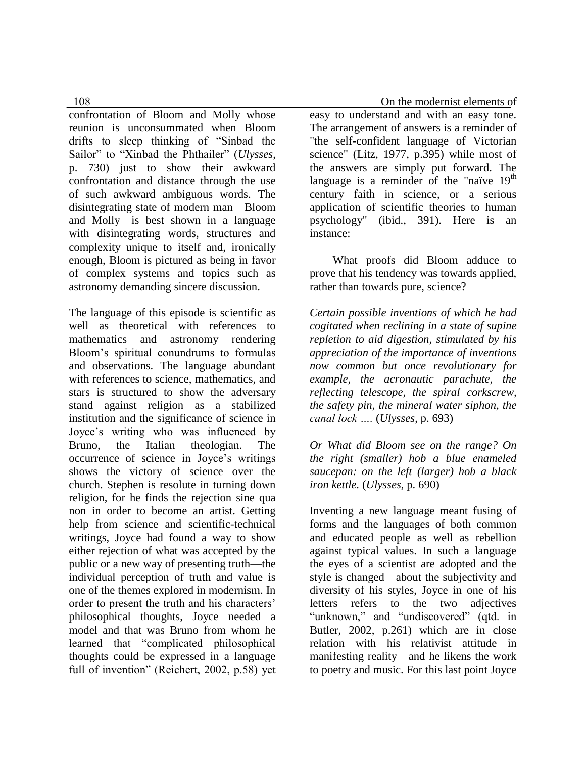confrontation of Bloom and Molly whose reunion is unconsummated when Bloom drifts to sleep thinking of "Sinbad the Sailor" to "Xinbad the Phthailer" (*Ulysses*, p. 730) just to show their awkward confrontation and distance through the use of such awkward ambiguous words. The disintegrating state of modern man—Bloom and Molly—is best shown in a language with disintegrating words, structures and complexity unique to itself and, ironically enough, Bloom is pictured as being in favor of complex systems and topics such as astronomy demanding sincere discussion.

The language of this episode is scientific as well as theoretical with references to mathematics and astronomy rendering Bloom's spiritual conundrums to formulas and observations. The language abundant with references to science, mathematics, and stars is structured to show the adversary stand against religion as a stabilized institution and the significance of science in Joyce's writing who was influenced by Bruno, the Italian theologian. The occurrence of science in Joyce's writings shows the victory of science over the church. Stephen is resolute in turning down religion, for he finds the rejection sine qua non in order to become an artist. Getting help from science and scientific-technical writings, Joyce had found a way to show either rejection of what was accepted by the public or a new way of presenting truth—the individual perception of truth and value is one of the themes explored in modernism. In order to present the truth and his characters' philosophical thoughts, Joyce needed a model and that was Bruno from whom he learned that "complicated philosophical thoughts could be expressed in a language full of invention" (Reichert, 2002, p.58) yet easy to understand and with an easy tone. The arrangement of answers is a reminder of "the self-confident language of Victorian science" (Litz, 1977, p.395) while most of the answers are simply put forward. The language is a reminder of the "naïve 19th century faith in science, or a serious application of scientific theories to human psychology" (ibid., 391). Here is an instance:

What proofs did Bloom adduce to prove that his tendency was towards applied, rather than towards pure, science?

*Certain possible inventions of which he had cogitated when reclining in a state of supine repletion to aid digestion, stimulated by his appreciation of the importance of inventions now common but once revolutionary for example, the acronautic parachute, the reflecting telescope, the spiral corkscrew, the safety pin, the mineral water siphon, the canal lock ….* (*Ulysses*, p. 693)

*Or What did Bloom see on the range? On the right (smaller) hob a blue enameled saucepan: on the left (larger) hob a black iron kettle.* (*Ulysses*, p. 690)

Inventing a new language meant fusing of forms and the languages of both common and educated people as well as rebellion against typical values. In such a language the eyes of a scientist are adopted and the style is changed—about the subjectivity and diversity of his styles, Joyce in one of his letters refers to the two adjectives "unknown," and "undiscovered" (qtd. in Butler, 2002, p.261) which are in close relation with his relativist attitude in manifesting reality—and he likens the work to poetry and music. For this last point Joyce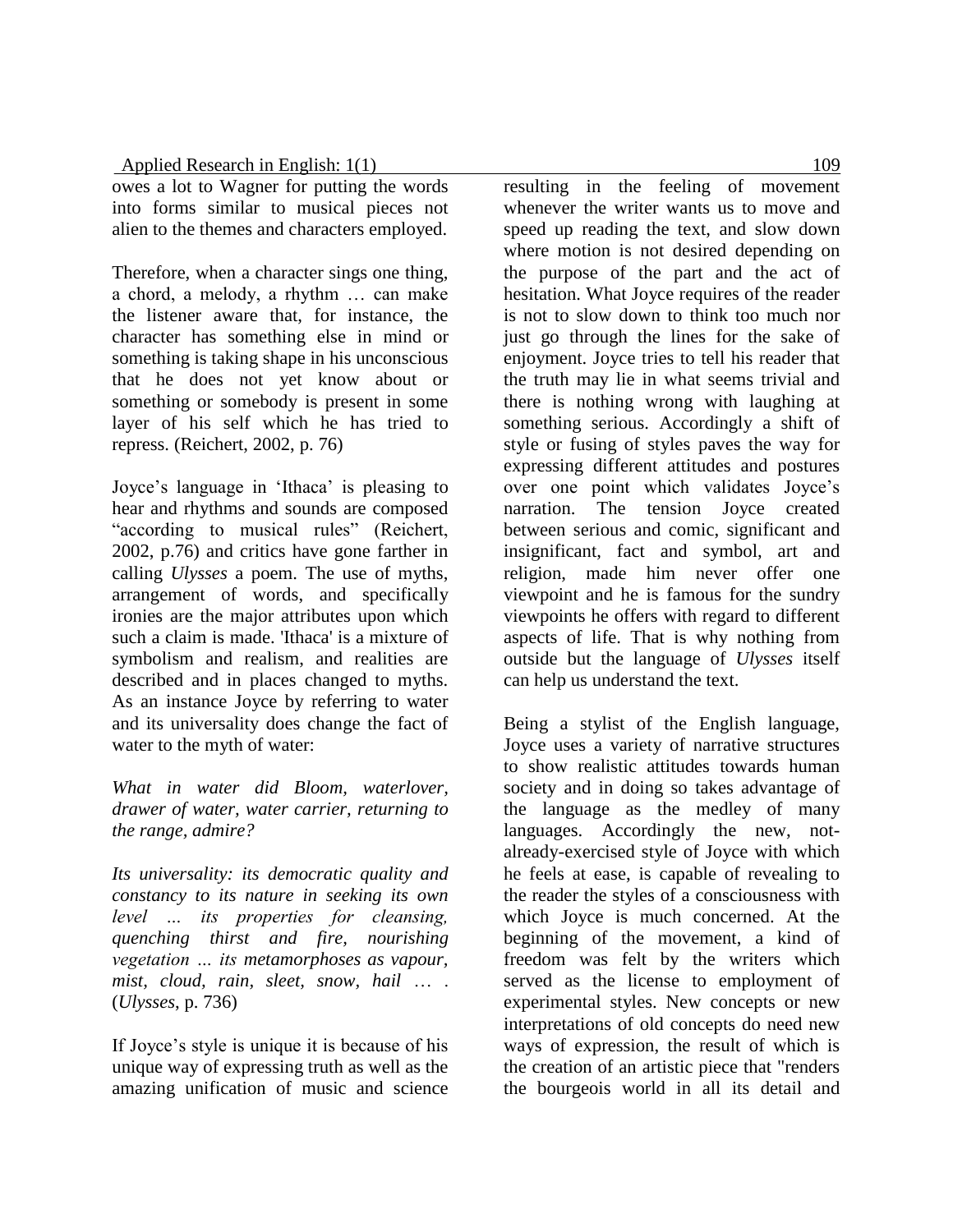owes a lot to Wagner for putting the words into forms similar to musical pieces not alien to the themes and characters employed.

Therefore, when a character sings one thing, a chord, a melody, a rhythm … can make the listener aware that, for instance, the character has something else in mind or something is taking shape in his unconscious that he does not yet know about or something or somebody is present in some layer of his self which he has tried to repress. (Reichert, 2002, p. 76)

Joyce's language in 'Ithaca' is pleasing to hear and rhythms and sounds are composed "according to musical rules" (Reichert, 2002, p.76) and critics have gone farther in calling *Ulysses* a poem. The use of myths, arrangement of words, and specifically ironies are the major attributes upon which such a claim is made. 'Ithaca' is a mixture of symbolism and realism, and realities are described and in places changed to myths. As an instance Joyce by referring to water and its universality does change the fact of water to the myth of water:

*What in water did Bloom, waterlover, drawer of water, water carrier, returning to the range, admire?*

*Its universality: its democratic quality and constancy to its nature in seeking its own level … its properties for cleansing, quenching thirst and fire, nourishing vegetation … its metamorphoses as vapour, mist, cloud, rain, sleet, snow, hail … .* (*Ulysses*, p. 736)

If Joyce's style is unique it is because of his unique way of expressing truth as well as the amazing unification of music and science resulting in the feeling of movement whenever the writer wants us to move and speed up reading the text, and slow down where motion is not desired depending on the purpose of the part and the act of hesitation. What Joyce requires of the reader is not to slow down to think too much nor just go through the lines for the sake of enjoyment. Joyce tries to tell his reader that the truth may lie in what seems trivial and there is nothing wrong with laughing at something serious. Accordingly a shift of style or fusing of styles paves the way for expressing different attitudes and postures over one point which validates Joyce's narration. The tension Joyce created between serious and comic, significant and insignificant, fact and symbol, art and religion, made him never offer one viewpoint and he is famous for the sundry viewpoints he offers with regard to different aspects of life. That is why nothing from outside but the language of *Ulysses* itself can help us understand the text.

Being a stylist of the English language, Joyce uses a variety of narrative structures to show realistic attitudes towards human society and in doing so takes advantage of the language as the medley of many languages. Accordingly the new, not-already-exercised style of Joyce with which he feels at ease, is capable of revealing to the reader the styles of a consciousness with which Joyce is much concerned. At the beginning of the movement, a kind of freedom was felt by the writers which served as the license to employment of experimental styles. New concepts or new interpretations of old concepts do need new ways of expression, the result of which is the creation of an artistic piece that "renders the bourgeois world in all its detail and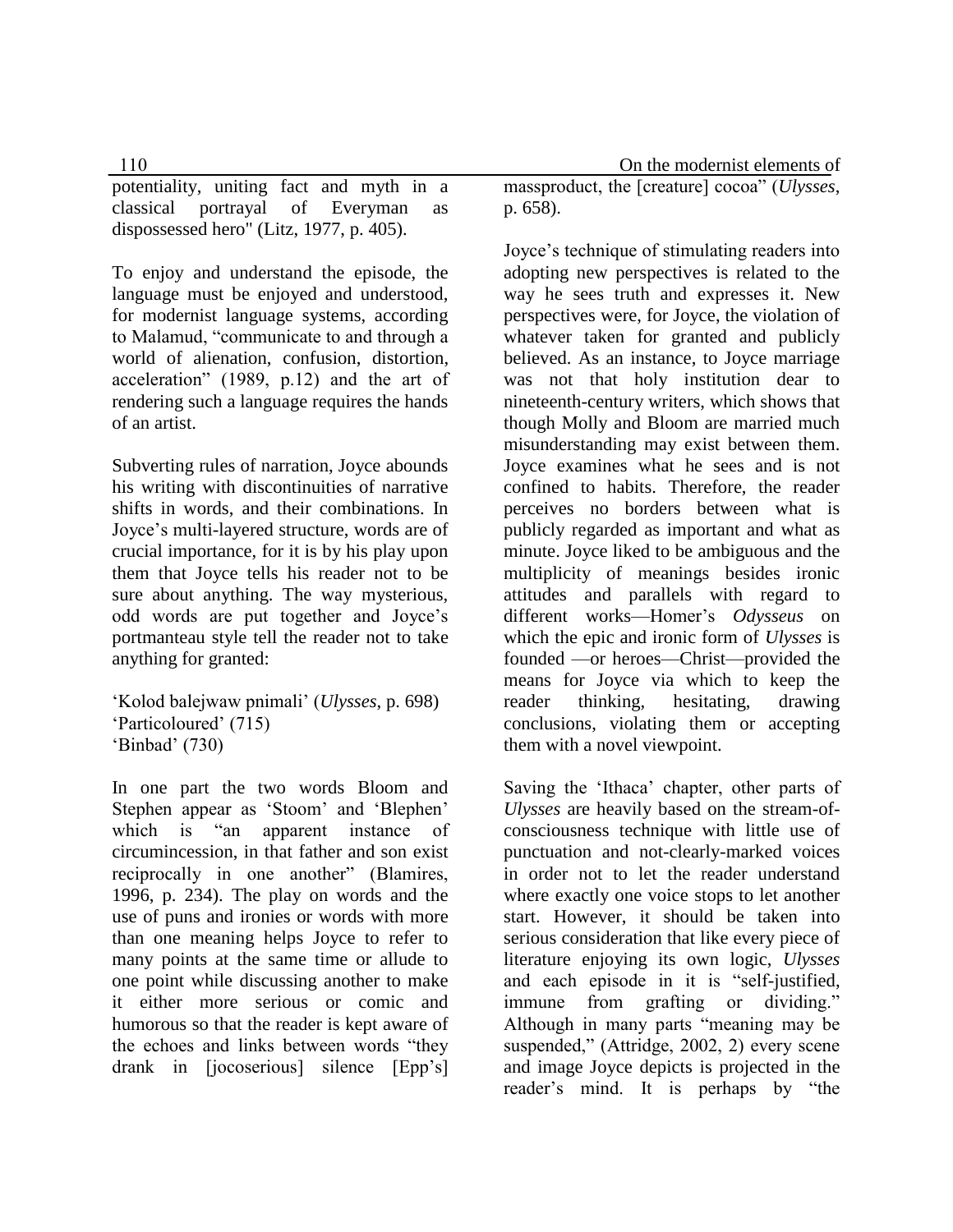potentiality, uniting fact and myth in a classical portrayal of Everyman as dispossessed hero" (Litz, 1977, p. 405).

To enjoy and understand the episode, the language must be enjoyed and understood, for modernist language systems, according to Malamud, "communicate to and through a world of alienation, confusion, distortion, acceleration" (1989, p.12) and the art of rendering such a language requires the hands of an artist.

Subverting rules of narration, Joyce abounds his writing with discontinuities of narrative shifts in words, and their combinations. In Joyce's multi-layered structure, words are of crucial importance, for it is by his play upon them that Joyce tells his reader not to be sure about anything. The way mysterious, odd words are put together and Joyce's portmanteau style tell the reader not to take anything for granted:

'Kolod balejwaw pnimali' (*Ulysses*, p. 698)
'Particoloured' (715)
'Binbad' (730)

In one part the two words Bloom and Stephen appear as 'Stoom' and 'Blephen' which is "an apparent instance of circumincession, in that father and son exist reciprocally in one another" (Blamires, 1996, p. 234). The play on words and the use of puns and ironies or words with more than one meaning helps Joyce to refer to many points at the same time or allude to one point while discussing another to make it either more serious or comic and humorous so that the reader is kept aware of the echoes and links between words "they drank in [jocoserious] silence [Epp's] massproduct, the [creature] cocoa" (*Ulysses*, p. 658).

Joyce's technique of stimulating readers into adopting new perspectives is related to the way he sees truth and expresses it. New perspectives were, for Joyce, the violation of whatever taken for granted and publicly believed. As an instance, to Joyce marriage was not that holy institution dear to nineteenth-century writers, which shows that though Molly and Bloom are married much misunderstanding may exist between them. Joyce examines what he sees and is not confined to habits. Therefore, the reader perceives no borders between what is publicly regarded as important and what as minute. Joyce liked to be ambiguous and the multiplicity of meanings besides ironic attitudes and parallels with regard to different works—Homer's *Odysseus* on which the epic and ironic form of *Ulysses* is founded —or heroes—Christ—provided the means for Joyce via which to keep the reader thinking, hesitating, drawing conclusions, violating them or accepting them with a novel viewpoint.

Saving the 'Ithaca' chapter, other parts of *Ulysses* are heavily based on the stream-of-consciousness technique with little use of punctuation and not-clearly-marked voices in order not to let the reader understand where exactly one voice stops to let another start. However, it should be taken into serious consideration that like every piece of literature enjoying its own logic, *Ulysses* and each episode in it is "self-justified, immune from grafting or dividing." Although in many parts "meaning may be suspended," (Attridge, 2002, 2) every scene and image Joyce depicts is projected in the reader's mind. It is perhaps by "the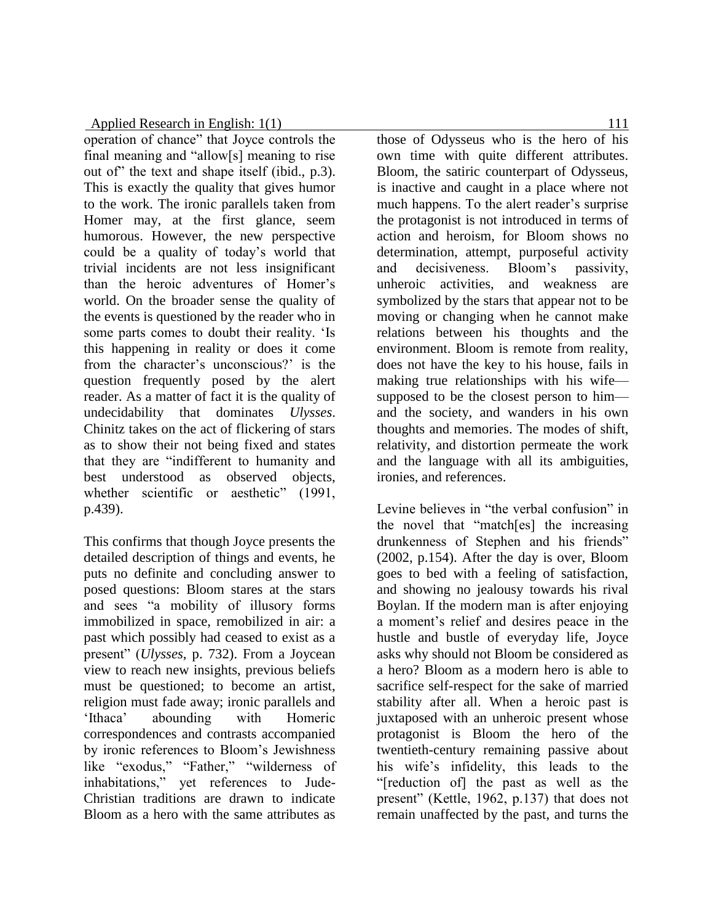operation of chance" that Joyce controls the final meaning and "allow[s] meaning to rise out of" the text and shape itself (ibid., p.3). This is exactly the quality that gives humor to the work. The ironic parallels taken from Homer may, at the first glance, seem humorous. However, the new perspective could be a quality of today's world that trivial incidents are not less insignificant than the heroic adventures of Homer's world. On the broader sense the quality of the events is questioned by the reader who in some parts comes to doubt their reality. 'Is this happening in reality or does it come from the character's unconscious?' is the question frequently posed by the alert reader. As a matter of fact it is the quality of undecidability that dominates *Ulysses*. Chinitz takes on the act of flickering of stars as to show their not being fixed and states that they are "indifferent to humanity and best understood as observed objects, whether scientific or aesthetic" (1991, p.439).

This confirms that though Joyce presents the detailed description of things and events, he puts no definite and concluding answer to posed questions: Bloom stares at the stars and sees "a mobility of illusory forms immobilized in space, remobilized in air: a past which possibly had ceased to exist as a present" (*Ulysses*, p. 732). From a Joycean view to reach new insights, previous beliefs must be questioned; to become an artist, religion must fade away; ironic parallels and 'Ithaca' abounding with Homeric correspondences and contrasts accompanied by ironic references to Bloom's Jewishness like "exodus," "Father," "wilderness of inhabitations," yet references to Jude-Christian traditions are drawn to indicate Bloom as a hero with the same attributes as those of Odysseus who is the hero of his own time with quite different attributes. Bloom, the satiric counterpart of Odysseus, is inactive and caught in a place where not much happens. To the alert reader's surprise the protagonist is not introduced in terms of action and heroism, for Bloom shows no determination, attempt, purposeful activity and decisiveness. Bloom's passivity, unheroic activities, and weakness are symbolized by the stars that appear not to be moving or changing when he cannot make relations between his thoughts and the environment. Bloom is remote from reality, does not have the key to his house, fails in making true relationships with his wife—supposed to be the closest person to him—and the society, and wanders in his own thoughts and memories. The modes of shift, relativity, and distortion permeate the work and the language with all its ambiguities, ironies, and references.

Levine believes in "the verbal confusion" in the novel that "match[es] the increasing drunkenness of Stephen and his friends" (2002, p.154). After the day is over, Bloom goes to bed with a feeling of satisfaction, and showing no jealousy towards his rival Boylan. If the modern man is after enjoying a moment's relief and desires peace in the hustle and bustle of everyday life, Joyce asks why should not Bloom be considered as a hero? Bloom as a modern hero is able to sacrifice self-respect for the sake of married stability after all. When a heroic past is juxtaposed with an unheroic present whose protagonist is Bloom the hero of the twentieth-century remaining passive about his wife's infidelity, this leads to the "[reduction of] the past as well as the present" (Kettle, 1962, p.137) that does not remain unaffected by the past, and turns the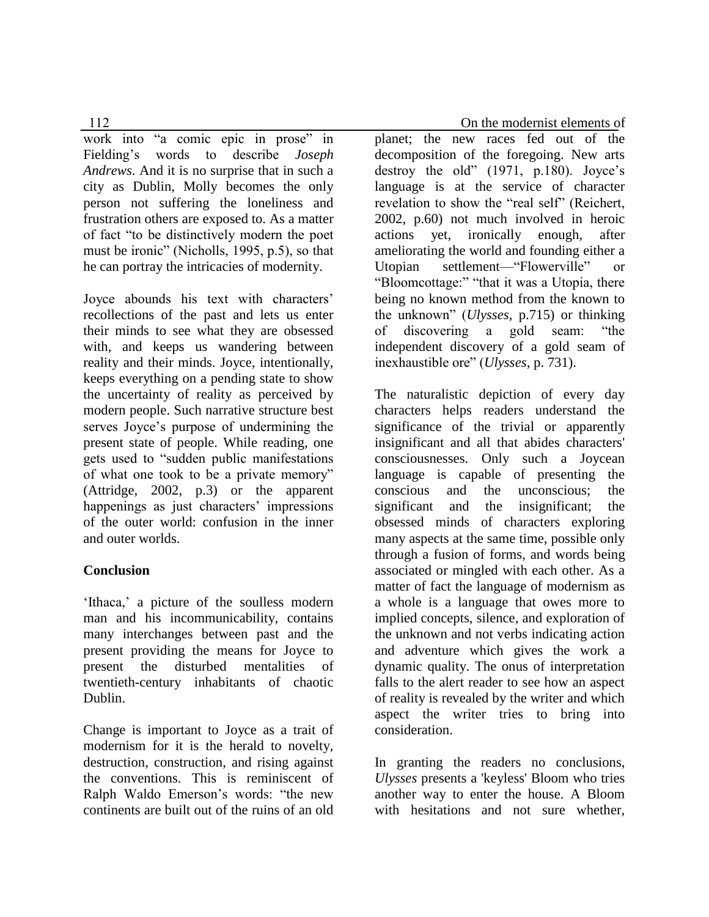work into "a comic epic in prose" in Fielding's words to describe *Joseph Andrews*. And it is no surprise that in such a city as Dublin, Molly becomes the only person not suffering the loneliness and frustration others are exposed to. As a matter of fact "to be distinctively modern the poet must be ironic" (Nicholls, 1995, p.5), so that he can portray the intricacies of modernity.

Joyce abounds his text with characters' recollections of the past and lets us enter their minds to see what they are obsessed with, and keeps us wandering between reality and their minds. Joyce, intentionally, keeps everything on a pending state to show the uncertainty of reality as perceived by modern people. Such narrative structure best serves Joyce's purpose of undermining the present state of people. While reading, one gets used to "sudden public manifestations of what one took to be a private memory" (Attridge, 2002, p.3) or the apparent happenings as just characters' impressions of the outer world: confusion in the inner and outer worlds.

## Conclusion

'Ithaca,' a picture of the soulless modern man and his incommunicability, contains many interchanges between past and the present providing the means for Joyce to present the disturbed mentalities of twentieth-century inhabitants of chaotic Dublin.

Change is important to Joyce as a trait of modernism for it is the herald to novelty, destruction, construction, and rising against the conventions. This is reminiscent of Ralph Waldo Emerson's words: "the new continents are built out of the ruins of an old planet; the new races fed out of the decomposition of the foregoing. New arts destroy the old" (1971, p.180). Joyce's language is at the service of character revelation to show the "real self" (Reichert, 2002, p.60) not much involved in heroic actions yet, ironically enough, after ameliorating the world and founding either a Utopian settlement—"Flowerville" or "Bloomcottage:" "that it was a Utopia, there being no known method from the known to the unknown" (*Ulysses*, p.715) or thinking of discovering a gold seam: "the independent discovery of a gold seam of inexhaustible ore" (*Ulysses*, p. 731).

The naturalistic depiction of every day characters helps readers understand the significance of the trivial or apparently insignificant and all that abides characters' consciousnesses. Only such a Joycean language is capable of presenting the conscious and the unconscious; the significant and the insignificant; the obsessed minds of characters exploring many aspects at the same time, possible only through a fusion of forms, and words being associated or mingled with each other. As a matter of fact the language of modernism as a whole is a language that owes more to implied concepts, silence, and exploration of the unknown and not verbs indicating action and adventure which gives the work a dynamic quality. The onus of interpretation falls to the alert reader to see how an aspect of reality is revealed by the writer and which aspect the writer tries to bring into consideration.

In granting the readers no conclusions, *Ulysses* presents a 'keyless' Bloom who tries another way to enter the house. A Bloom with hesitations and not sure whether,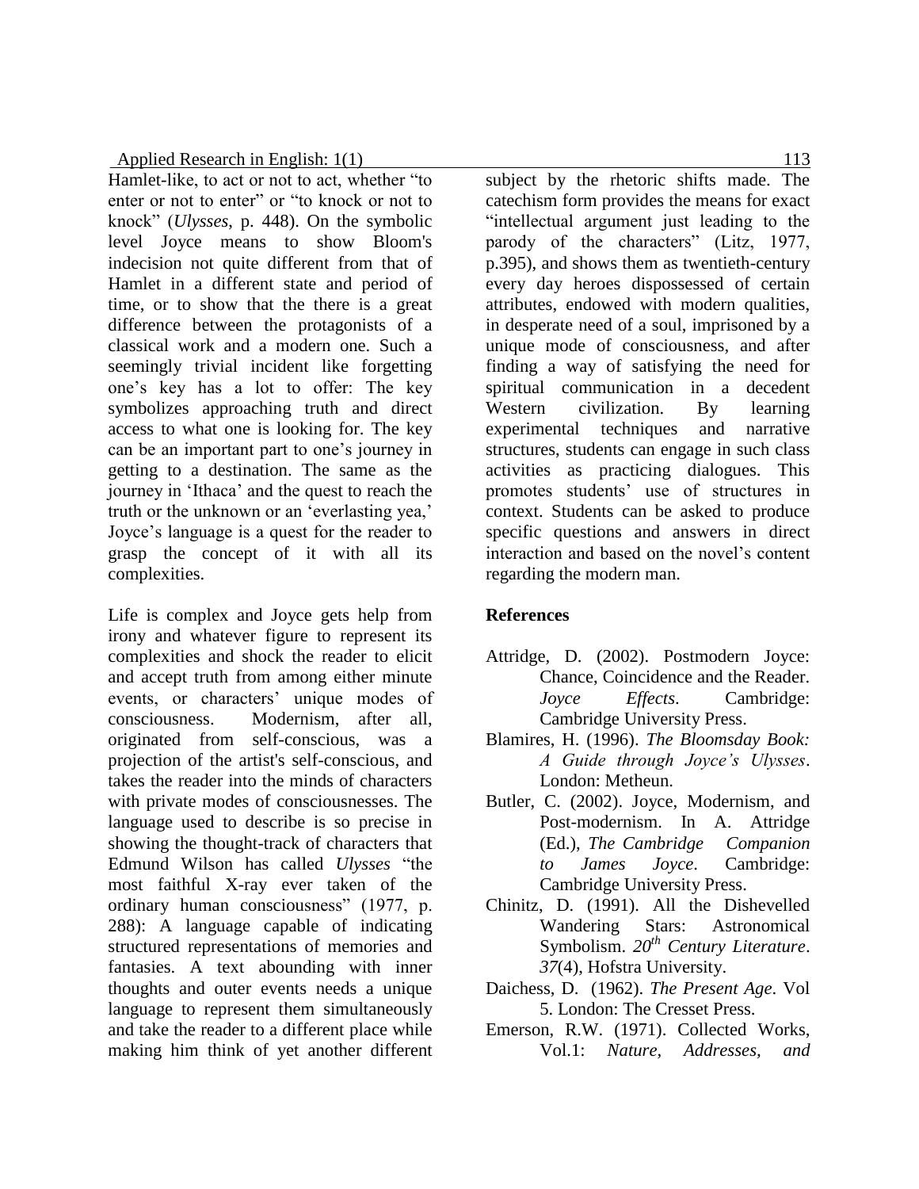Hamlet-like, to act or not to act, whether "to enter or not to enter" or "to knock or not to knock" (*Ulysses*, p. 448). On the symbolic level Joyce means to show Bloom's indecision not quite different from that of Hamlet in a different state and period of time, or to show that the there is a great difference between the protagonists of a classical work and a modern one. Such a seemingly trivial incident like forgetting one's key has a lot to offer: The key symbolizes approaching truth and direct access to what one is looking for. The key can be an important part to one's journey in getting to a destination. The same as the journey in 'Ithaca' and the quest to reach the truth or the unknown or an 'everlasting yea,' Joyce's language is a quest for the reader to grasp the concept of it with all its complexities.

Life is complex and Joyce gets help from irony and whatever figure to represent its complexities and shock the reader to elicit and accept truth from among either minute events, or characters' unique modes of consciousness. Modernism, after all, originated from self-conscious, was a projection of the artist's self-conscious, and takes the reader into the minds of characters with private modes of consciousnesses. The language used to describe is so precise in showing the thought-track of characters that Edmund Wilson has called *Ulysses* "the most faithful X-ray ever taken of the ordinary human consciousness" (1977, p. 288): A language capable of indicating structured representations of memories and fantasies. A text abounding with inner thoughts and outer events needs a unique language to represent them simultaneously and take the reader to a different place while making him think of yet another different subject by the rhetoric shifts made. The catechism form provides the means for exact "intellectual argument just leading to the parody of the characters" (Litz, 1977, p.395), and shows them as twentieth-century every day heroes dispossessed of certain attributes, endowed with modern qualities, in desperate need of a soul, imprisoned by a unique mode of consciousness, and after finding a way of satisfying the need for spiritual communication in a decedent Western civilization. By learning experimental techniques and narrative structures, students can engage in such class activities as practicing dialogues. This promotes students' use of structures in context. Students can be asked to produce specific questions and answers in direct interaction and based on the novel's content regarding the modern man.

## References

Attridge, D. (2002). Postmodern Joyce: Chance, Coincidence and the Reader. *Joyce Effects*. Cambridge: Cambridge University Press.

Blamires, H. (1996). *The Bloomsday Book: A Guide through Joyce's Ulysses*. London: Metheun.

Butler, C. (2002). Joyce, Modernism, and Post-modernism. In A. Attridge (Ed.), *The Cambridge Companion to James Joyce*. Cambridge: Cambridge University Press.

Chinitz, D. (1991). All the Dishevelled Wandering Stars: Astronomical Symbolism. *20th Century Literature*. *37*(4), Hofstra University.

Daichess, D. (1962). *The Present Age*. Vol 5. London: The Cresset Press.

Emerson, R.W. (1971). Collected Works, Vol.1: *Nature, Addresses, and*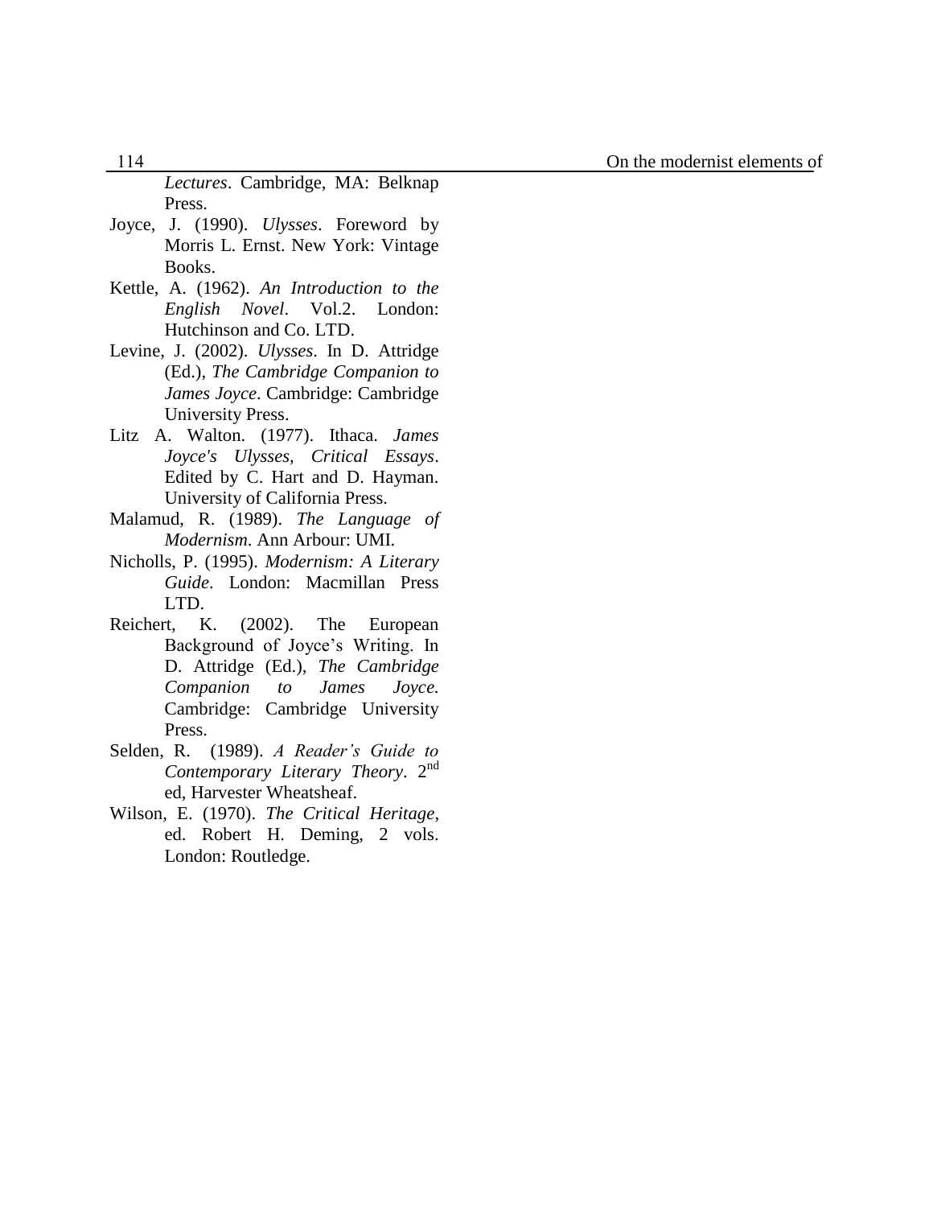*Lectures*. Cambridge, MA: Belknap Press.

Joyce, J. (1990). *Ulysses*. Foreword by Morris L. Ernst. New York: Vintage Books.

Kettle, A. (1962). *An Introduction to the English Novel*. Vol.2. London: Hutchinson and Co. LTD.

Levine, J. (2002). *Ulysses*. In D. Attridge (Ed.), *The Cambridge Companion to James Joyce*. Cambridge: Cambridge University Press.

Litz A. Walton. (1977). Ithaca. *James Joyce's Ulysses, Critical Essays*. Edited by C. Hart and D. Hayman. University of California Press.

Malamud, R. (1989). *The Language of Modernism*. Ann Arbour: UMI.

Nicholls, P. (1995). *Modernism: A Literary Guide*. London: Macmillan Press LTD.

Reichert, K. (2002). The European Background of Joyce's Writing. In D. Attridge (Ed.), *The Cambridge Companion to James Joyce.* Cambridge: Cambridge University Press.

Selden, R. (1989). *A Reader's Guide to Contemporary Literary Theory*. 2nd ed, Harvester Wheatsheaf.

Wilson, E. (1970). *The Critical Heritage*, ed. Robert H. Deming, 2 vols. London: Routledge.